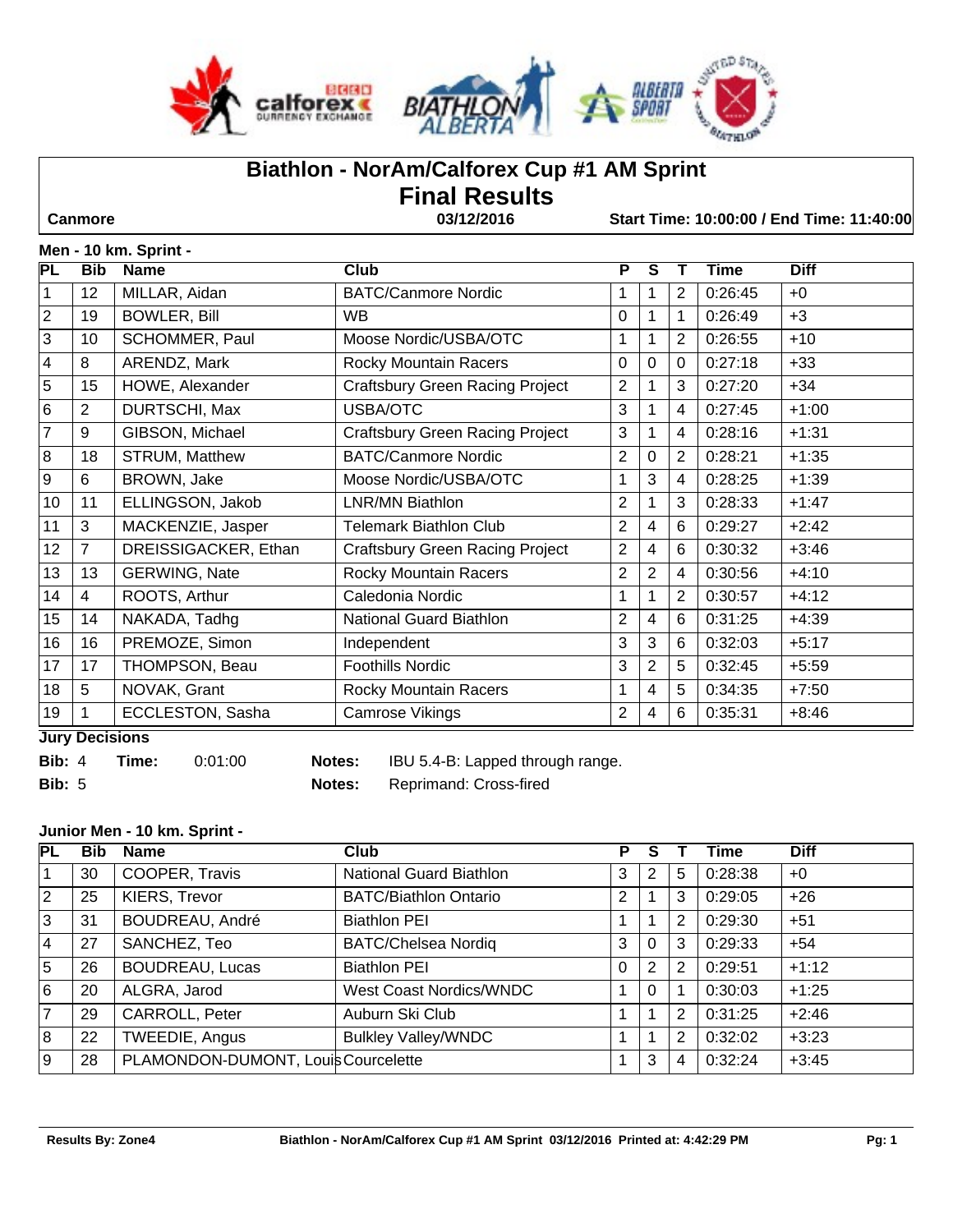# Biathlon - NorAm/Calforex Cup #1 AM Sprint
## Final Results

**Canmore** | **03/12/2016** | **Start Time: 10:00:00 / End Time: 11:40:00**

### Men - 10 km. Sprint -

| PL | Bib | Name | Club | P | S | T | Time | Diff |
|---|---|---|---|---|---|---|---|---|
| 1 | 12 | MILLAR, Aidan | BATC/Canmore Nordic | 1 | 1 | 2 | 0:26:45 | +0 |
| 2 | 19 | BOWLER, Bill | WB | 0 | 1 | 1 | 0:26:49 | +3 |
| 3 | 10 | SCHOMMER, Paul | Moose Nordic/USBA/OTC | 1 | 1 | 2 | 0:26:55 | +10 |
| 4 | 8 | ARENDZ, Mark | Rocky Mountain Racers | 0 | 0 | 0 | 0:27:18 | +33 |
| 5 | 15 | HOWE, Alexander | Craftsbury Green Racing Project | 2 | 1 | 3 | 0:27:20 | +34 |
| 6 | 2 | DURTSCHI, Max | USBA/OTC | 3 | 1 | 4 | 0:27:45 | +1:00 |
| 7 | 9 | GIBSON, Michael | Craftsbury Green Racing Project | 3 | 1 | 4 | 0:28:16 | +1:31 |
| 8 | 18 | STRUM, Matthew | BATC/Canmore Nordic | 2 | 0 | 2 | 0:28:21 | +1:35 |
| 9 | 6 | BROWN, Jake | Moose Nordic/USBA/OTC | 1 | 3 | 4 | 0:28:25 | +1:39 |
| 10 | 11 | ELLINGSON, Jakob | LNR/MN Biathlon | 2 | 1 | 3 | 0:28:33 | +1:47 |
| 11 | 3 | MACKENZIE, Jasper | Telemark Biathlon Club | 2 | 4 | 6 | 0:29:27 | +2:42 |
| 12 | 7 | DREISSIGACKER, Ethan | Craftsbury Green Racing Project | 2 | 4 | 6 | 0:30:32 | +3:46 |
| 13 | 13 | GERWING, Nate | Rocky Mountain Racers | 2 | 2 | 4 | 0:30:56 | +4:10 |
| 14 | 4 | ROOTS, Arthur | Caledonia Nordic | 1 | 1 | 2 | 0:30:57 | +4:12 |
| 15 | 14 | NAKADA, Tadhg | National Guard Biathlon | 2 | 4 | 6 | 0:31:25 | +4:39 |
| 16 | 16 | PREMOZE, Simon | Independent | 3 | 3 | 6 | 0:32:03 | +5:17 |
| 17 | 17 | THOMPSON, Beau | Foothills Nordic | 3 | 2 | 5 | 0:32:45 | +5:59 |
| 18 | 5 | NOVAK, Grant | Rocky Mountain Racers | 1 | 4 | 5 | 0:34:35 | +7:50 |
| 19 | 1 | ECCLESTON, Sasha | Camrose Vikings | 2 | 4 | 6 | 0:35:31 | +8:46 |

**Jury Decisions**

**Bib:** 4 **Time:** 0:01:00 **Notes:** IBU 5.4-B: Lapped through range.

**Bib:** 5 **Notes:** Reprimand: Cross-fired

### Junior Men - 10 km. Sprint -

| PL | Bib | Name | Club | P | S | T | Time | Diff |
|---|---|---|---|---|---|---|---|---|
| 1 | 30 | COOPER, Travis | National Guard Biathlon | 3 | 2 | 5 | 0:28:38 | +0 |
| 2 | 25 | KIERS, Trevor | BATC/Biathlon Ontario | 2 | 1 | 3 | 0:29:05 | +26 |
| 3 | 31 | BOUDREAU, André | Biathlon PEI | 1 | 1 | 2 | 0:29:30 | +51 |
| 4 | 27 | SANCHEZ, Teo | BATC/Chelsea Nordiq | 3 | 0 | 3 | 0:29:33 | +54 |
| 5 | 26 | BOUDREAU, Lucas | Biathlon PEI | 0 | 2 | 2 | 0:29:51 | +1:12 |
| 6 | 20 | ALGRA, Jarod | West Coast Nordics/WNDC | 1 | 0 | 1 | 0:30:03 | +1:25 |
| 7 | 29 | CARROLL, Peter | Auburn Ski Club | 1 | 1 | 2 | 0:31:25 | +2:46 |
| 8 | 22 | TWEEDIE, Angus | Bulkley Valley/WNDC | 1 | 1 | 2 | 0:32:02 | +3:23 |
| 9 | 28 | PLAMONDON-DUMONT, Louis | Courcelette | 1 | 3 | 4 | 0:32:24 | +3:45 |

Results By: Zone4 | Biathlon - NorAm/Calforex Cup #1 AM Sprint 03/12/2016 Printed at: 4:42:29 PM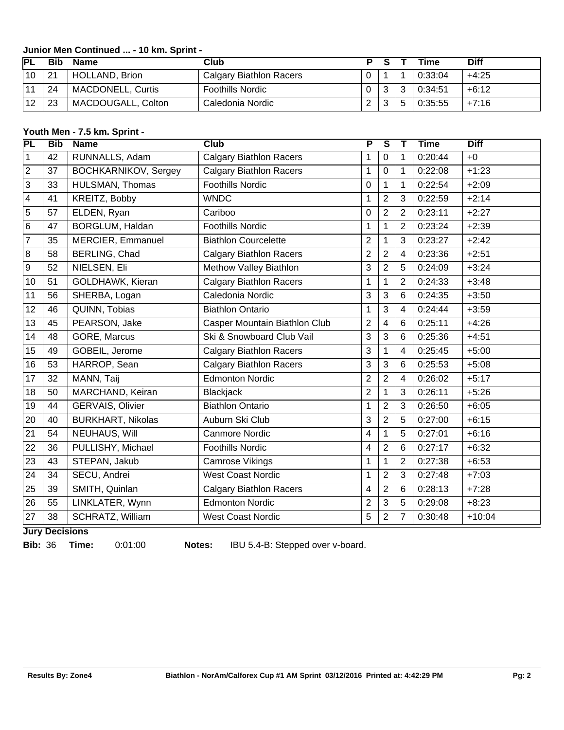### Junior Men Continued ... - 10 km. Sprint -

| PL | Bib | Name | Club | P | S | T | Time | Diff |
|---|---|---|---|---|---|---|---|---|
| 10 | 21 | HOLLAND, Brion | Calgary Biathlon Racers | 0 | 1 | 1 | 0:33:04 | +4:25 |
| 11 | 24 | MACDONELL, Curtis | Foothills Nordic | 0 | 3 | 3 | 0:34:51 | +6:12 |
| 12 | 23 | MACDOUGALL, Colton | Caledonia Nordic | 2 | 3 | 5 | 0:35:55 | +7:16 |

### Youth Men - 7.5 km. Sprint -

| PL | Bib | Name | Club | P | S | T | Time | Diff |
|---|---|---|---|---|---|---|---|---|
| 1 | 42 | RUNNALLS, Adam | Calgary Biathlon Racers | 1 | 0 | 1 | 0:20:44 | +0 |
| 2 | 37 | BOCHKARNIKOV, Sergey | Calgary Biathlon Racers | 1 | 0 | 1 | 0:22:08 | +1:23 |
| 3 | 33 | HULSMAN, Thomas | Foothills Nordic | 0 | 1 | 1 | 0:22:54 | +2:09 |
| 4 | 41 | KREITZ, Bobby | WNDC | 1 | 2 | 3 | 0:22:59 | +2:14 |
| 5 | 57 | ELDEN, Ryan | Cariboo | 0 | 2 | 2 | 0:23:11 | +2:27 |
| 6 | 47 | BORGLUM, Haldan | Foothills Nordic | 1 | 1 | 2 | 0:23:24 | +2:39 |
| 7 | 35 | MERCIER, Emmanuel | Biathlon Courcelette | 2 | 1 | 3 | 0:23:27 | +2:42 |
| 8 | 58 | BERLING, Chad | Calgary Biathlon Racers | 2 | 2 | 4 | 0:23:36 | +2:51 |
| 9 | 52 | NIELSEN, Eli | Methow Valley Biathlon | 3 | 2 | 5 | 0:24:09 | +3:24 |
| 10 | 51 | GOLDHAWK, Kieran | Calgary Biathlon Racers | 1 | 1 | 2 | 0:24:33 | +3:48 |
| 11 | 56 | SHERBA, Logan | Caledonia Nordic | 3 | 3 | 6 | 0:24:35 | +3:50 |
| 12 | 46 | QUINN, Tobias | Biathlon Ontario | 1 | 3 | 4 | 0:24:44 | +3:59 |
| 13 | 45 | PEARSON, Jake | Casper Mountain Biathlon Club | 2 | 4 | 6 | 0:25:11 | +4:26 |
| 14 | 48 | GORE, Marcus | Ski & Snowboard Club Vail | 3 | 3 | 6 | 0:25:36 | +4:51 |
| 15 | 49 | GOBEIL, Jerome | Calgary Biathlon Racers | 3 | 1 | 4 | 0:25:45 | +5:00 |
| 16 | 53 | HARROP, Sean | Calgary Biathlon Racers | 3 | 3 | 6 | 0:25:53 | +5:08 |
| 17 | 32 | MANN, Taij | Edmonton Nordic | 2 | 2 | 4 | 0:26:02 | +5:17 |
| 18 | 50 | MARCHAND, Keiran | Blackjack | 2 | 1 | 3 | 0:26:11 | +5:26 |
| 19 | 44 | GERVAIS, Olivier | Biathlon Ontario | 1 | 2 | 3 | 0:26:50 | +6:05 |
| 20 | 40 | BURKHART, Nikolas | Auburn Ski Club | 3 | 2 | 5 | 0:27:00 | +6:15 |
| 21 | 54 | NEUHAUS, Will | Canmore Nordic | 4 | 1 | 5 | 0:27:01 | +6:16 |
| 22 | 36 | PULLISHY, Michael | Foothills Nordic | 4 | 2 | 6 | 0:27:17 | +6:32 |
| 23 | 43 | STEPAN, Jakub | Camrose Vikings | 1 | 1 | 2 | 0:27:38 | +6:53 |
| 24 | 34 | SECU, Andrei | West Coast Nordic | 1 | 2 | 3 | 0:27:48 | +7:03 |
| 25 | 39 | SMITH, Quinlan | Calgary Biathlon Racers | 4 | 2 | 6 | 0:28:13 | +7:28 |
| 26 | 55 | LINKLATER, Wynn | Edmonton Nordic | 2 | 3 | 5 | 0:29:08 | +8:23 |
| 27 | 38 | SCHRATZ, William | West Coast Nordic | 5 | 2 | 7 | 0:30:48 | +10:04 |

**Jury Decisions**

**Bib:** 36 **Time:** 0:01:00 **Notes:** IBU 5.4-B: Stepped over v-board.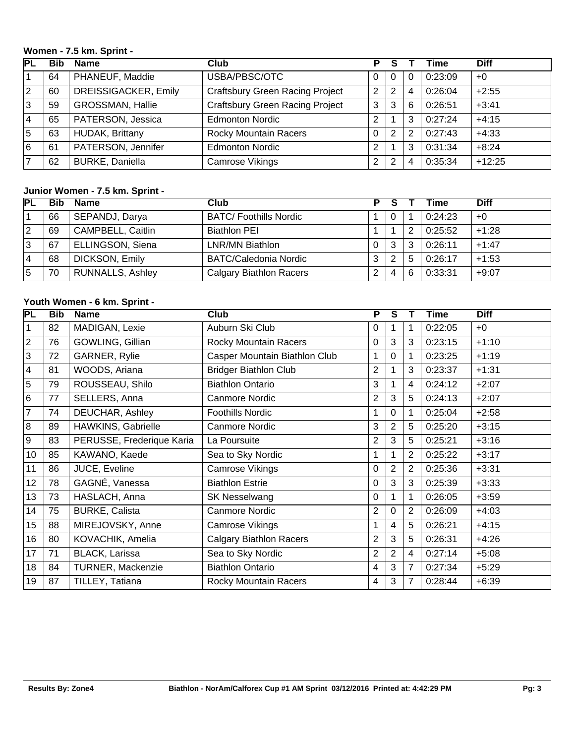### Women - 7.5 km. Sprint -

| PL | Bib | Name | Club | P | S | T | Time | Diff |
|---|---|---|---|---|---|---|---|---|
| 1 | 64 | PHANEUF, Maddie | USBA/PBSC/OTC | 0 | 0 | 0 | 0:23:09 | +0 |
| 2 | 60 | DREISSIGACKER, Emily | Craftsbury Green Racing Project | 2 | 2 | 4 | 0:26:04 | +2:55 |
| 3 | 59 | GROSSMAN, Hallie | Craftsbury Green Racing Project | 3 | 3 | 6 | 0:26:51 | +3:41 |
| 4 | 65 | PATERSON, Jessica | Edmonton Nordic | 2 | 1 | 3 | 0:27:24 | +4:15 |
| 5 | 63 | HUDAK, Brittany | Rocky Mountain Racers | 0 | 2 | 2 | 0:27:43 | +4:33 |
| 6 | 61 | PATERSON, Jennifer | Edmonton Nordic | 2 | 1 | 3 | 0:31:34 | +8:24 |
| 7 | 62 | BURKE, Daniella | Camrose Vikings | 2 | 2 | 4 | 0:35:34 | +12:25 |

### Junior Women - 7.5 km. Sprint -

| PL | Bib | Name | Club | P | S | T | Time | Diff |
|---|---|---|---|---|---|---|---|---|
| 1 | 66 | SEPANDJ, Darya | BATC/ Foothills Nordic | 1 | 0 | 1 | 0:24:23 | +0 |
| 2 | 69 | CAMPBELL, Caitlin | Biathlon PEI | 1 | 1 | 2 | 0:25:52 | +1:28 |
| 3 | 67 | ELLINGSON, Siena | LNR/MN Biathlon | 0 | 3 | 3 | 0:26:11 | +1:47 |
| 4 | 68 | DICKSON, Emily | BATC/Caledonia Nordic | 3 | 2 | 5 | 0:26:17 | +1:53 |
| 5 | 70 | RUNNALLS, Ashley | Calgary Biathlon Racers | 2 | 4 | 6 | 0:33:31 | +9:07 |

### Youth Women - 6 km. Sprint -

| PL | Bib | Name | Club | P | S | T | Time | Diff |
|---|---|---|---|---|---|---|---|---|
| 1 | 82 | MADIGAN, Lexie | Auburn Ski Club | 0 | 1 | 1 | 0:22:05 | +0 |
| 2 | 76 | GOWLING, Gillian | Rocky Mountain Racers | 0 | 3 | 3 | 0:23:15 | +1:10 |
| 3 | 72 | GARNER, Rylie | Casper Mountain Biathlon Club | 1 | 0 | 1 | 0:23:25 | +1:19 |
| 4 | 81 | WOODS, Ariana | Bridger Biathlon Club | 2 | 1 | 3 | 0:23:37 | +1:31 |
| 5 | 79 | ROUSSEAU, Shilo | Biathlon Ontario | 3 | 1 | 4 | 0:24:12 | +2:07 |
| 6 | 77 | SELLERS, Anna | Canmore Nordic | 2 | 3 | 5 | 0:24:13 | +2:07 |
| 7 | 74 | DEUCHAR, Ashley | Foothills Nordic | 1 | 0 | 1 | 0:25:04 | +2:58 |
| 8 | 89 | HAWKINS, Gabrielle | Canmore Nordic | 3 | 2 | 5 | 0:25:20 | +3:15 |
| 9 | 83 | PERUSSE, Frederique Karia | La Poursuite | 2 | 3 | 5 | 0:25:21 | +3:16 |
| 10 | 85 | KAWANO, Kaede | Sea to Sky Nordic | 1 | 1 | 2 | 0:25:22 | +3:17 |
| 11 | 86 | JUCE, Eveline | Camrose Vikings | 0 | 2 | 2 | 0:25:36 | +3:31 |
| 12 | 78 | GAGNÉ, Vanessa | Biathlon Estrie | 0 | 3 | 3 | 0:25:39 | +3:33 |
| 13 | 73 | HASLACH, Anna | SK Nesselwang | 0 | 1 | 1 | 0:26:05 | +3:59 |
| 14 | 75 | BURKE, Calista | Canmore Nordic | 2 | 0 | 2 | 0:26:09 | +4:03 |
| 15 | 88 | MIREJOVSKY, Anne | Camrose Vikings | 1 | 4 | 5 | 0:26:21 | +4:15 |
| 16 | 80 | KOVACHIK, Amelia | Calgary Biathlon Racers | 2 | 3 | 5 | 0:26:31 | +4:26 |
| 17 | 71 | BLACK, Larissa | Sea to Sky Nordic | 2 | 2 | 4 | 0:27:14 | +5:08 |
| 18 | 84 | TURNER, Mackenzie | Biathlon Ontario | 4 | 3 | 7 | 0:27:34 | +5:29 |
| 19 | 87 | TILLEY, Tatiana | Rocky Mountain Racers | 4 | 3 | 7 | 0:28:44 | +6:39 |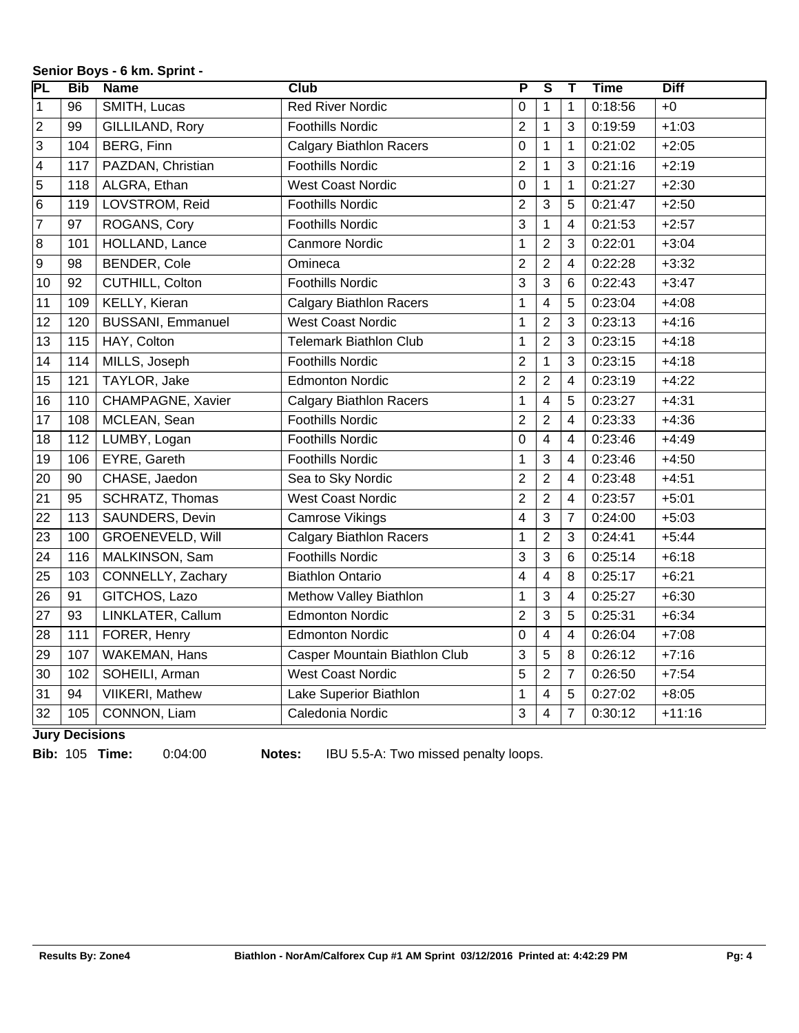**Senior Boys - 6 km. Sprint -**

| PL | Bib | Name | Club | P | S | T | Time | Diff |
|---|---|---|---|---|---|---|---|---|
| 1 | 96 | SMITH, Lucas | Red River Nordic | 0 | 1 | 1 | 0:18:56 | +0 |
| 2 | 99 | GILLILAND, Rory | Foothills Nordic | 2 | 1 | 3 | 0:19:59 | +1:03 |
| 3 | 104 | BERG, Finn | Calgary Biathlon Racers | 0 | 1 | 1 | 0:21:02 | +2:05 |
| 4 | 117 | PAZDAN, Christian | Foothills Nordic | 2 | 1 | 3 | 0:21:16 | +2:19 |
| 5 | 118 | ALGRA, Ethan | West Coast Nordic | 0 | 1 | 1 | 0:21:27 | +2:30 |
| 6 | 119 | LOVSTROM, Reid | Foothills Nordic | 2 | 3 | 5 | 0:21:47 | +2:50 |
| 7 | 97 | ROGANS, Cory | Foothills Nordic | 3 | 1 | 4 | 0:21:53 | +2:57 |
| 8 | 101 | HOLLAND, Lance | Canmore Nordic | 1 | 2 | 3 | 0:22:01 | +3:04 |
| 9 | 98 | BENDER, Cole | Omineca | 2 | 2 | 4 | 0:22:28 | +3:32 |
| 10 | 92 | CUTHILL, Colton | Foothills Nordic | 3 | 3 | 6 | 0:22:43 | +3:47 |
| 11 | 109 | KELLY, Kieran | Calgary Biathlon Racers | 1 | 4 | 5 | 0:23:04 | +4:08 |
| 12 | 120 | BUSSANI, Emmanuel | West Coast Nordic | 1 | 2 | 3 | 0:23:13 | +4:16 |
| 13 | 115 | HAY, Colton | Telemark Biathlon Club | 1 | 2 | 3 | 0:23:15 | +4:18 |
| 14 | 114 | MILLS, Joseph | Foothills Nordic | 2 | 1 | 3 | 0:23:15 | +4:18 |
| 15 | 121 | TAYLOR, Jake | Edmonton Nordic | 2 | 2 | 4 | 0:23:19 | +4:22 |
| 16 | 110 | CHAMPAGNE, Xavier | Calgary Biathlon Racers | 1 | 4 | 5 | 0:23:27 | +4:31 |
| 17 | 108 | MCLEAN, Sean | Foothills Nordic | 2 | 2 | 4 | 0:23:33 | +4:36 |
| 18 | 112 | LUMBY, Logan | Foothills Nordic | 0 | 4 | 4 | 0:23:46 | +4:49 |
| 19 | 106 | EYRE, Gareth | Foothills Nordic | 1 | 3 | 4 | 0:23:46 | +4:50 |
| 20 | 90 | CHASE, Jaedon | Sea to Sky Nordic | 2 | 2 | 4 | 0:23:48 | +4:51 |
| 21 | 95 | SCHRATZ, Thomas | West Coast Nordic | 2 | 2 | 4 | 0:23:57 | +5:01 |
| 22 | 113 | SAUNDERS, Devin | Camrose Vikings | 4 | 3 | 7 | 0:24:00 | +5:03 |
| 23 | 100 | GROENEVELD, Will | Calgary Biathlon Racers | 1 | 2 | 3 | 0:24:41 | +5:44 |
| 24 | 116 | MALKINSON, Sam | Foothills Nordic | 3 | 3 | 6 | 0:25:14 | +6:18 |
| 25 | 103 | CONNELLY, Zachary | Biathlon Ontario | 4 | 4 | 8 | 0:25:17 | +6:21 |
| 26 | 91 | GITCHOS, Lazo | Methow Valley Biathlon | 1 | 3 | 4 | 0:25:27 | +6:30 |
| 27 | 93 | LINKLATER, Callum | Edmonton Nordic | 2 | 3 | 5 | 0:25:31 | +6:34 |
| 28 | 111 | FORER, Henry | Edmonton Nordic | 0 | 4 | 4 | 0:26:04 | +7:08 |
| 29 | 107 | WAKEMAN, Hans | Casper Mountain Biathlon Club | 3 | 5 | 8 | 0:26:12 | +7:16 |
| 30 | 102 | SOHEILI, Arman | West Coast Nordic | 5 | 2 | 7 | 0:26:50 | +7:54 |
| 31 | 94 | VIIKERI, Mathew | Lake Superior Biathlon | 1 | 4 | 5 | 0:27:02 | +8:05 |
| 32 | 105 | CONNON, Liam | Caledonia Nordic | 3 | 4 | 7 | 0:30:12 | +11:16 |

**Jury Decisions**

**Bib:** 105 **Time:** 0:04:00 **Notes:** IBU 5.5-A: Two missed penalty loops.